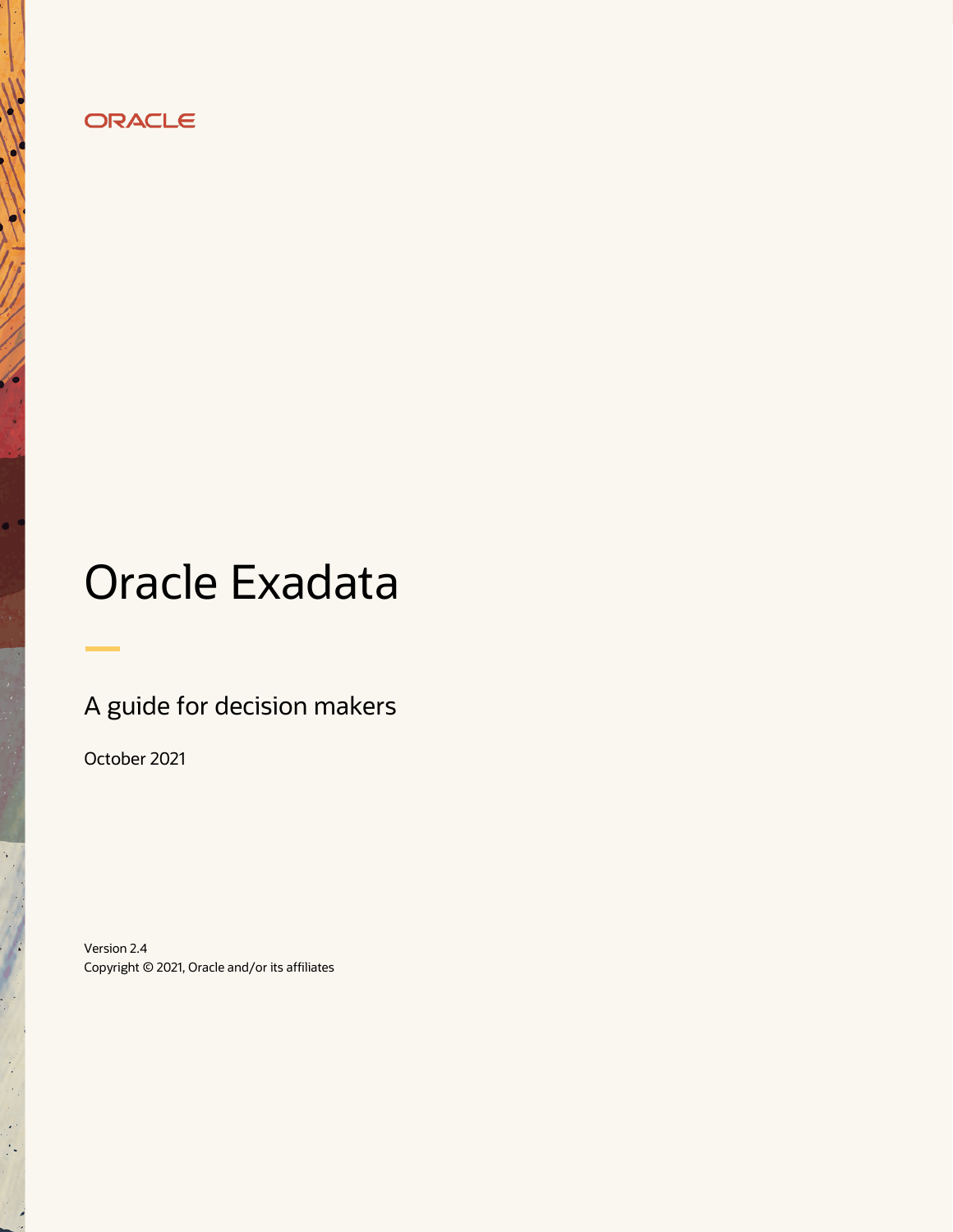ORACLE

# Oracle Exadata

## A guide for decision makers

October 2021

Version 2.4
Copyright © 2021, Oracle and/or its affiliates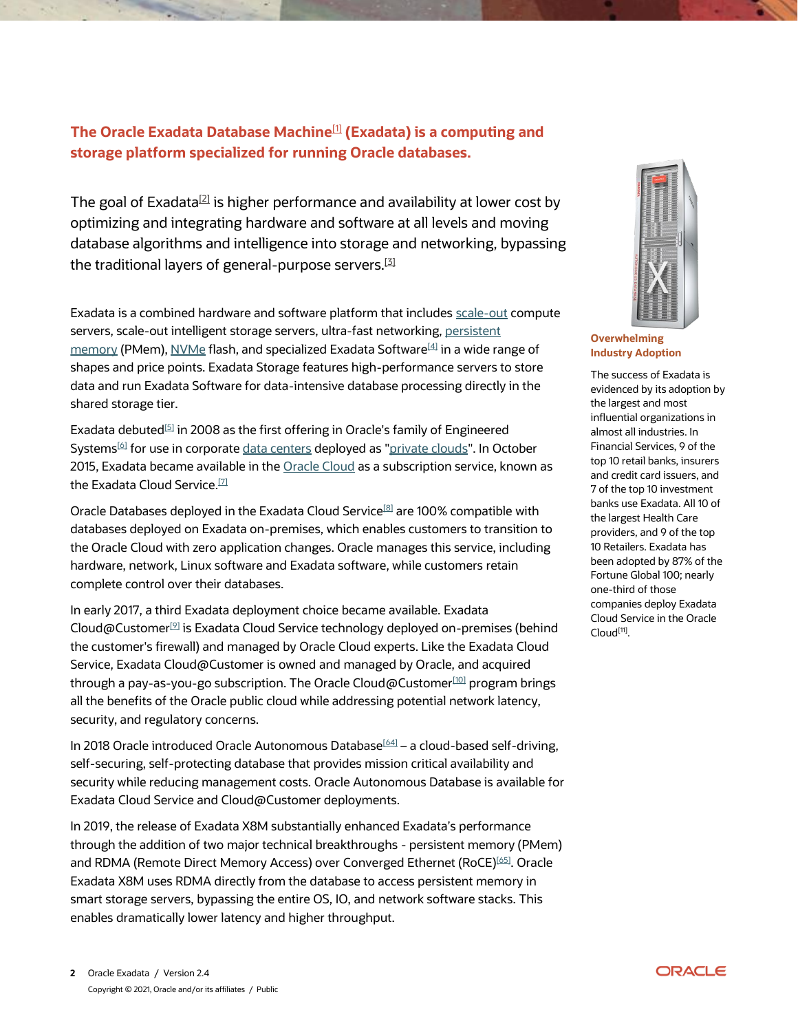## The Oracle Exadata Database Machine[1] (Exadata) is a computing and storage platform specialized for running Oracle databases.

The goal of Exadata[2] is higher performance and availability at lower cost by optimizing and integrating hardware and software at all levels and moving database algorithms and intelligence into storage and networking, bypassing the traditional layers of general-purpose servers.[3]

Exadata is a combined hardware and software platform that includes scale-out compute servers, scale-out intelligent storage servers, ultra-fast networking, persistent memory (PMem), NVMe flash, and specialized Exadata Software[4] in a wide range of shapes and price points. Exadata Storage features high-performance servers to store data and run Exadata Software for data-intensive database processing directly in the shared storage tier.

Exadata debuted[5] in 2008 as the first offering in Oracle's family of Engineered Systems[6] for use in corporate data centers deployed as "private clouds". In October 2015, Exadata became available in the Oracle Cloud as a subscription service, known as the Exadata Cloud Service.[7]

Oracle Databases deployed in the Exadata Cloud Service[8] are 100% compatible with databases deployed on Exadata on-premises, which enables customers to transition to the Oracle Cloud with zero application changes. Oracle manages this service, including hardware, network, Linux software and Exadata software, while customers retain complete control over their databases.

In early 2017, a third Exadata deployment choice became available. Exadata Cloud@Customer[9] is Exadata Cloud Service technology deployed on-premises (behind the customer's firewall) and managed by Oracle Cloud experts. Like the Exadata Cloud Service, Exadata Cloud@Customer is owned and managed by Oracle, and acquired through a pay-as-you-go subscription. The Oracle Cloud@Customer[10] program brings all the benefits of the Oracle public cloud while addressing potential network latency, security, and regulatory concerns.

In 2018 Oracle introduced Oracle Autonomous Database[64] – a cloud-based self-driving, self-securing, self-protecting database that provides mission critical availability and security while reducing management costs. Oracle Autonomous Database is available for Exadata Cloud Service and Cloud@Customer deployments.

In 2019, the release of Exadata X8M substantially enhanced Exadata's performance through the addition of two major technical breakthroughs - persistent memory (PMem) and RDMA (Remote Direct Memory Access) over Converged Ethernet (RoCE)[65]. Oracle Exadata X8M uses RDMA directly from the database to access persistent memory in smart storage servers, bypassing the entire OS, IO, and network software stacks. This enables dramatically lower latency and higher throughput.

### Overwhelming Industry Adoption

The success of Exadata is evidenced by its adoption by the largest and most influential organizations in almost all industries. In Financial Services, 9 of the top 10 retail banks, insurers and credit card issuers, and 7 of the top 10 investment banks use Exadata. All 10 of the largest Health Care providers, and 9 of the top 10 Retailers. Exadata has been adopted by 87% of the Fortune Global 100; nearly one-third of those companies deploy Exadata Cloud Service in the Oracle Cloud[11].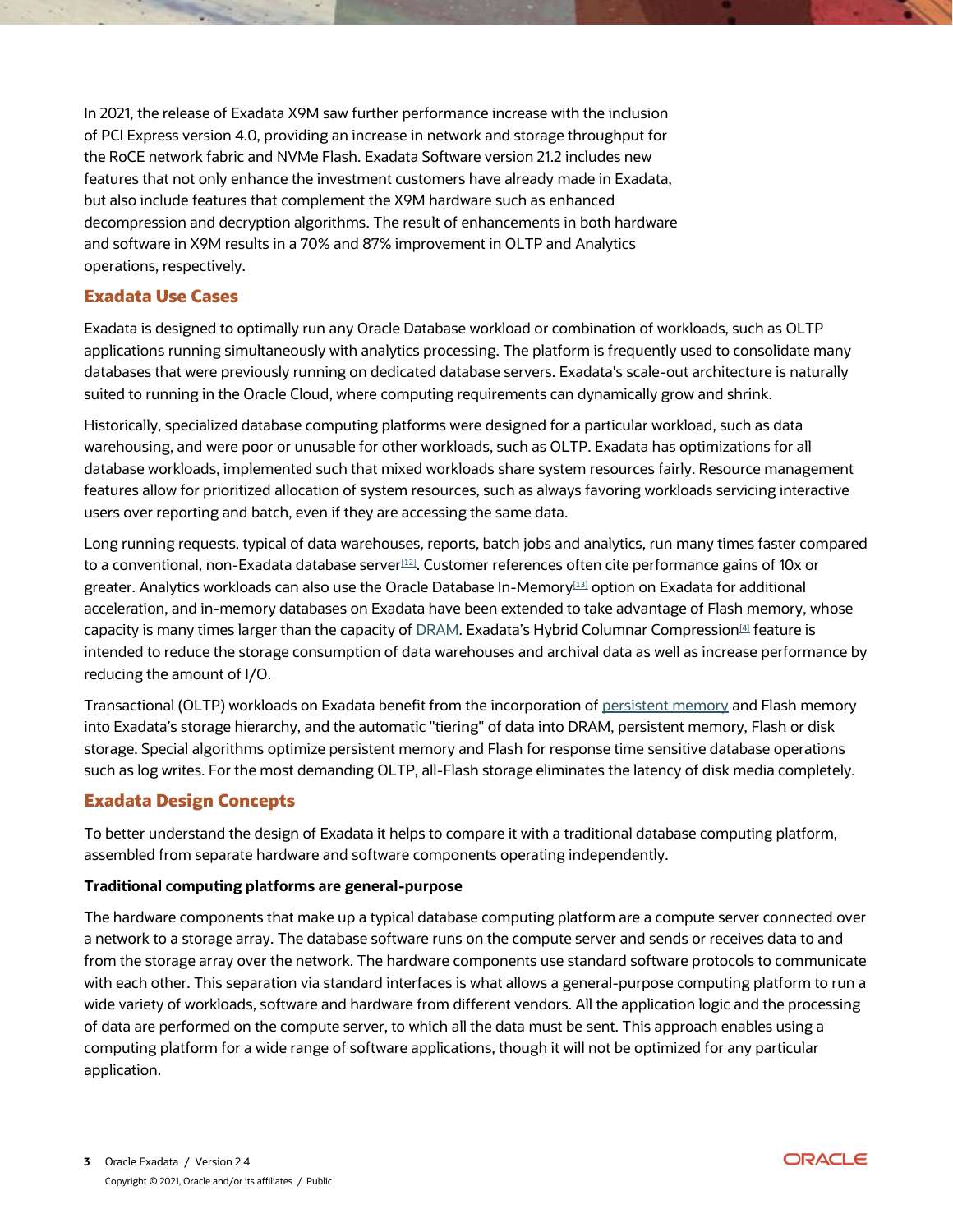In 2021, the release of Exadata X9M saw further performance increase with the inclusion of PCI Express version 4.0, providing an increase in network and storage throughput for the RoCE network fabric and NVMe Flash. Exadata Software version 21.2 includes new features that not only enhance the investment customers have already made in Exadata, but also include features that complement the X9M hardware such as enhanced decompression and decryption algorithms. The result of enhancements in both hardware and software in X9M results in a 70% and 87% improvement in OLTP and Analytics operations, respectively.

## Exadata Use Cases

Exadata is designed to optimally run any Oracle Database workload or combination of workloads, such as OLTP applications running simultaneously with analytics processing. The platform is frequently used to consolidate many databases that were previously running on dedicated database servers. Exadata's scale-out architecture is naturally suited to running in the Oracle Cloud, where computing requirements can dynamically grow and shrink.

Historically, specialized database computing platforms were designed for a particular workload, such as data warehousing, and were poor or unusable for other workloads, such as OLTP. Exadata has optimizations for all database workloads, implemented such that mixed workloads share system resources fairly. Resource management features allow for prioritized allocation of system resources, such as always favoring workloads servicing interactive users over reporting and batch, even if they are accessing the same data.

Long running requests, typical of data warehouses, reports, batch jobs and analytics, run many times faster compared to a conventional, non-Exadata database server[12]. Customer references often cite performance gains of 10x or greater. Analytics workloads can also use the Oracle Database In-Memory[13] option on Exadata for additional acceleration, and in-memory databases on Exadata have been extended to take advantage of Flash memory, whose capacity is many times larger than the capacity of DRAM. Exadata's Hybrid Columnar Compression[4] feature is intended to reduce the storage consumption of data warehouses and archival data as well as increase performance by reducing the amount of I/O.

Transactional (OLTP) workloads on Exadata benefit from the incorporation of persistent memory and Flash memory into Exadata's storage hierarchy, and the automatic "tiering" of data into DRAM, persistent memory, Flash or disk storage. Special algorithms optimize persistent memory and Flash for response time sensitive database operations such as log writes. For the most demanding OLTP, all-Flash storage eliminates the latency of disk media completely.

## Exadata Design Concepts

To better understand the design of Exadata it helps to compare it with a traditional database computing platform, assembled from separate hardware and software components operating independently.

**Traditional computing platforms are general-purpose**

The hardware components that make up a typical database computing platform are a compute server connected over a network to a storage array. The database software runs on the compute server and sends or receives data to and from the storage array over the network. The hardware components use standard software protocols to communicate with each other. This separation via standard interfaces is what allows a general-purpose computing platform to run a wide variety of workloads, software and hardware from different vendors. All the application logic and the processing of data are performed on the compute server, to which all the data must be sent. This approach enables using a computing platform for a wide range of software applications, though it will not be optimized for any particular application.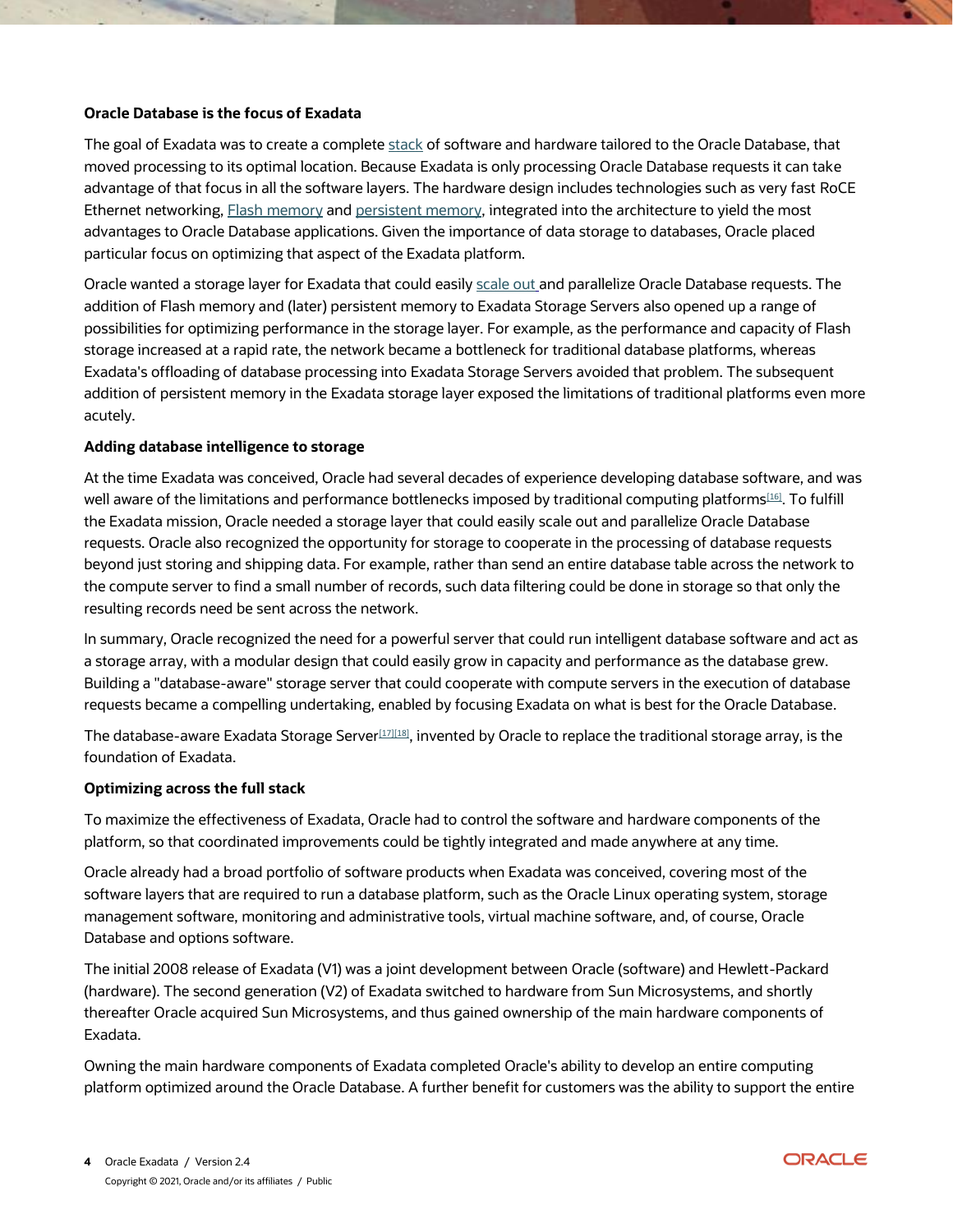**Oracle Database is the focus of Exadata**

The goal of Exadata was to create a complete stack of software and hardware tailored to the Oracle Database, that moved processing to its optimal location. Because Exadata is only processing Oracle Database requests it can take advantage of that focus in all the software layers. The hardware design includes technologies such as very fast RoCE Ethernet networking, Flash memory and persistent memory, integrated into the architecture to yield the most advantages to Oracle Database applications. Given the importance of data storage to databases, Oracle placed particular focus on optimizing that aspect of the Exadata platform.

Oracle wanted a storage layer for Exadata that could easily scale out and parallelize Oracle Database requests. The addition of Flash memory and (later) persistent memory to Exadata Storage Servers also opened up a range of possibilities for optimizing performance in the storage layer. For example, as the performance and capacity of Flash storage increased at a rapid rate, the network became a bottleneck for traditional database platforms, whereas Exadata's offloading of database processing into Exadata Storage Servers avoided that problem. The subsequent addition of persistent memory in the Exadata storage layer exposed the limitations of traditional platforms even more acutely.

**Adding database intelligence to storage**

At the time Exadata was conceived, Oracle had several decades of experience developing database software, and was well aware of the limitations and performance bottlenecks imposed by traditional computing platforms[16]. To fulfill the Exadata mission, Oracle needed a storage layer that could easily scale out and parallelize Oracle Database requests. Oracle also recognized the opportunity for storage to cooperate in the processing of database requests beyond just storing and shipping data. For example, rather than send an entire database table across the network to the compute server to find a small number of records, such data filtering could be done in storage so that only the resulting records need be sent across the network.

In summary, Oracle recognized the need for a powerful server that could run intelligent database software and act as a storage array, with a modular design that could easily grow in capacity and performance as the database grew. Building a "database-aware" storage server that could cooperate with compute servers in the execution of database requests became a compelling undertaking, enabled by focusing Exadata on what is best for the Oracle Database.

The database-aware Exadata Storage Server[17][18], invented by Oracle to replace the traditional storage array, is the foundation of Exadata.

**Optimizing across the full stack**

To maximize the effectiveness of Exadata, Oracle had to control the software and hardware components of the platform, so that coordinated improvements could be tightly integrated and made anywhere at any time.

Oracle already had a broad portfolio of software products when Exadata was conceived, covering most of the software layers that are required to run a database platform, such as the Oracle Linux operating system, storage management software, monitoring and administrative tools, virtual machine software, and, of course, Oracle Database and options software.

The initial 2008 release of Exadata (V1) was a joint development between Oracle (software) and Hewlett-Packard (hardware). The second generation (V2) of Exadata switched to hardware from Sun Microsystems, and shortly thereafter Oracle acquired Sun Microsystems, and thus gained ownership of the main hardware components of Exadata.

Owning the main hardware components of Exadata completed Oracle's ability to develop an entire computing platform optimized around the Oracle Database. A further benefit for customers was the ability to support the entire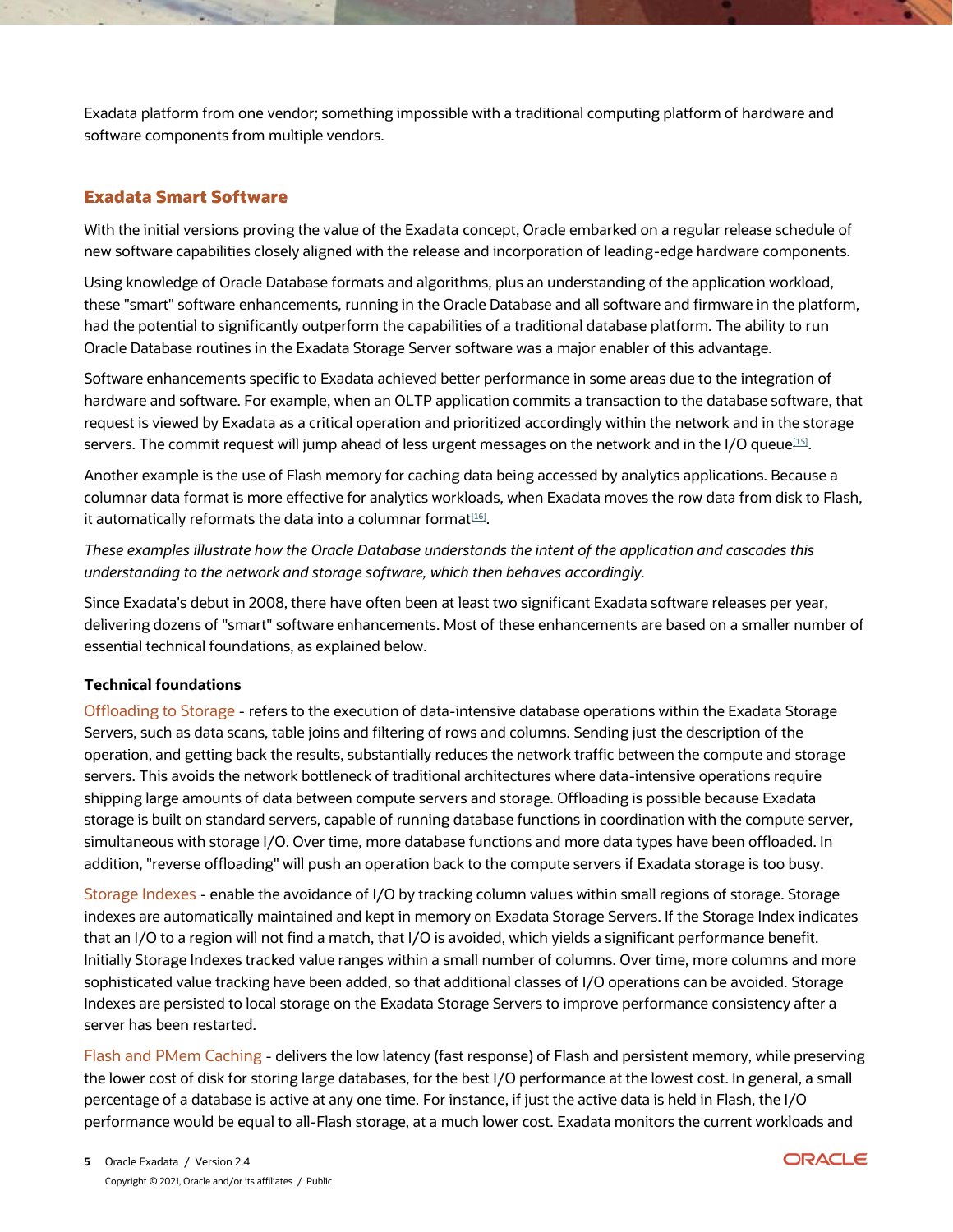Exadata platform from one vendor; something impossible with a traditional computing platform of hardware and software components from multiple vendors.

## Exadata Smart Software

With the initial versions proving the value of the Exadata concept, Oracle embarked on a regular release schedule of new software capabilities closely aligned with the release and incorporation of leading-edge hardware components.

Using knowledge of Oracle Database formats and algorithms, plus an understanding of the application workload, these "smart" software enhancements, running in the Oracle Database and all software and firmware in the platform, had the potential to significantly outperform the capabilities of a traditional database platform. The ability to run Oracle Database routines in the Exadata Storage Server software was a major enabler of this advantage.

Software enhancements specific to Exadata achieved better performance in some areas due to the integration of hardware and software. For example, when an OLTP application commits a transaction to the database software, that request is viewed by Exadata as a critical operation and prioritized accordingly within the network and in the storage servers. The commit request will jump ahead of less urgent messages on the network and in the I/O queue[15].

Another example is the use of Flash memory for caching data being accessed by analytics applications. Because a columnar data format is more effective for analytics workloads, when Exadata moves the row data from disk to Flash, it automatically reformats the data into a columnar format[16].

*These examples illustrate how the Oracle Database understands the intent of the application and cascades this understanding to the network and storage software, which then behaves accordingly.*

Since Exadata's debut in 2008, there have often been at least two significant Exadata software releases per year, delivering dozens of "smart" software enhancements. Most of these enhancements are based on a smaller number of essential technical foundations, as explained below.

**Technical foundations**

Offloading to Storage - refers to the execution of data-intensive database operations within the Exadata Storage Servers, such as data scans, table joins and filtering of rows and columns. Sending just the description of the operation, and getting back the results, substantially reduces the network traffic between the compute and storage servers. This avoids the network bottleneck of traditional architectures where data-intensive operations require shipping large amounts of data between compute servers and storage. Offloading is possible because Exadata storage is built on standard servers, capable of running database functions in coordination with the compute server, simultaneous with storage I/O. Over time, more database functions and more data types have been offloaded. In addition, "reverse offloading" will push an operation back to the compute servers if Exadata storage is too busy.

Storage Indexes - enable the avoidance of I/O by tracking column values within small regions of storage. Storage indexes are automatically maintained and kept in memory on Exadata Storage Servers. If the Storage Index indicates that an I/O to a region will not find a match, that I/O is avoided, which yields a significant performance benefit. Initially Storage Indexes tracked value ranges within a small number of columns. Over time, more columns and more sophisticated value tracking have been added, so that additional classes of I/O operations can be avoided. Storage Indexes are persisted to local storage on the Exadata Storage Servers to improve performance consistency after a server has been restarted.

Flash and PMem Caching - delivers the low latency (fast response) of Flash and persistent memory, while preserving the lower cost of disk for storing large databases, for the best I/O performance at the lowest cost. In general, a small percentage of a database is active at any one time. For instance, if just the active data is held in Flash, the I/O performance would be equal to all-Flash storage, at a much lower cost. Exadata monitors the current workloads and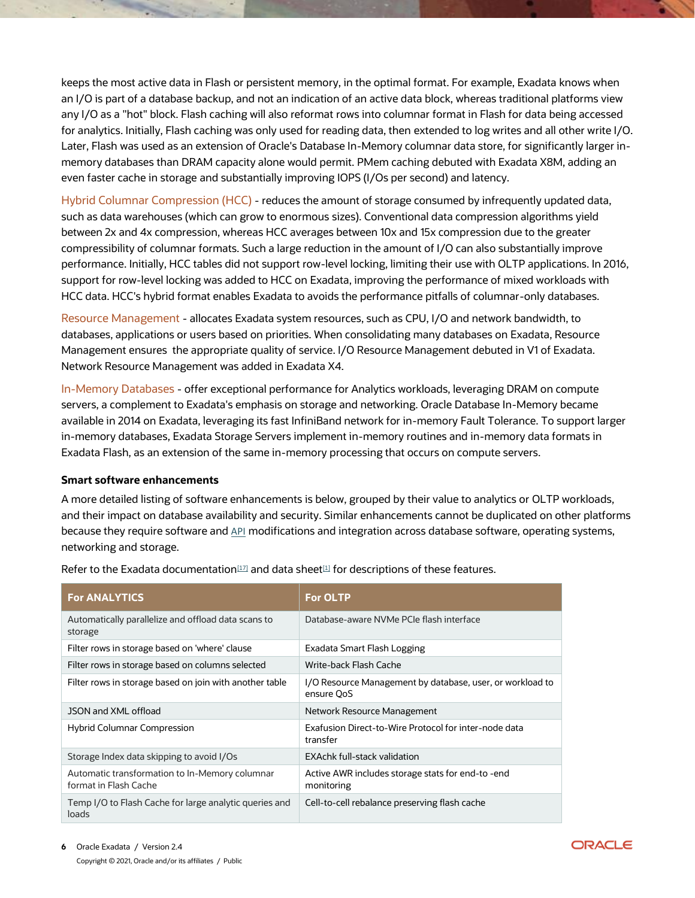keeps the most active data in Flash or persistent memory, in the optimal format. For example, Exadata knows when an I/O is part of a database backup, and not an indication of an active data block, whereas traditional platforms view any I/O as a "hot" block. Flash caching will also reformat rows into columnar format in Flash for data being accessed for analytics. Initially, Flash caching was only used for reading data, then extended to log writes and all other write I/O. Later, Flash was used as an extension of Oracle's Database In-Memory columnar data store, for significantly larger in-memory databases than DRAM capacity alone would permit. PMem caching debuted with Exadata X8M, adding an even faster cache in storage and substantially improving IOPS (I/Os per second) and latency.

Hybrid Columnar Compression (HCC) - reduces the amount of storage consumed by infrequently updated data, such as data warehouses (which can grow to enormous sizes). Conventional data compression algorithms yield between 2x and 4x compression, whereas HCC averages between 10x and 15x compression due to the greater compressibility of columnar formats. Such a large reduction in the amount of I/O can also substantially improve performance. Initially, HCC tables did not support row-level locking, limiting their use with OLTP applications. In 2016, support for row-level locking was added to HCC on Exadata, improving the performance of mixed workloads with HCC data. HCC's hybrid format enables Exadata to avoids the performance pitfalls of columnar-only databases.

Resource Management - allocates Exadata system resources, such as CPU, I/O and network bandwidth, to databases, applications or users based on priorities. When consolidating many databases on Exadata, Resource Management ensures the appropriate quality of service. I/O Resource Management debuted in V1 of Exadata. Network Resource Management was added in Exadata X4.

In-Memory Databases - offer exceptional performance for Analytics workloads, leveraging DRAM on compute servers, a complement to Exadata's emphasis on storage and networking. Oracle Database In-Memory became available in 2014 on Exadata, leveraging its fast InfiniBand network for in-memory Fault Tolerance. To support larger in-memory databases, Exadata Storage Servers implement in-memory routines and in-memory data formats in Exadata Flash, as an extension of the same in-memory processing that occurs on compute servers.

**Smart software enhancements**

A more detailed listing of software enhancements is below, grouped by their value to analytics or OLTP workloads, and their impact on database availability and security. Similar enhancements cannot be duplicated on other platforms because they require software and API modifications and integration across database software, operating systems, networking and storage.

Refer to the Exadata documentation[17] and data sheet[1] for descriptions of these features.

| For ANALYTICS | For OLTP |
|---|---|
| Automatically parallelize and offload data scans to storage | Database-aware NVMe PCIe flash interface |
| Filter rows in storage based on 'where' clause | Exadata Smart Flash Logging |
| Filter rows in storage based on columns selected | Write-back Flash Cache |
| Filter rows in storage based on join with another table | I/O Resource Management by database, user, or workload to ensure QoS |
| JSON and XML offload | Network Resource Management |
| Hybrid Columnar Compression | Exafusion Direct-to-Wire Protocol for inter-node data transfer |
| Storage Index data skipping to avoid I/Os | EXAchk full-stack validation |
| Automatic transformation to In-Memory columnar format in Flash Cache | Active AWR includes storage stats for end-to -end monitoring |
| Temp I/O to Flash Cache for large analytic queries and loads | Cell-to-cell rebalance preserving flash cache |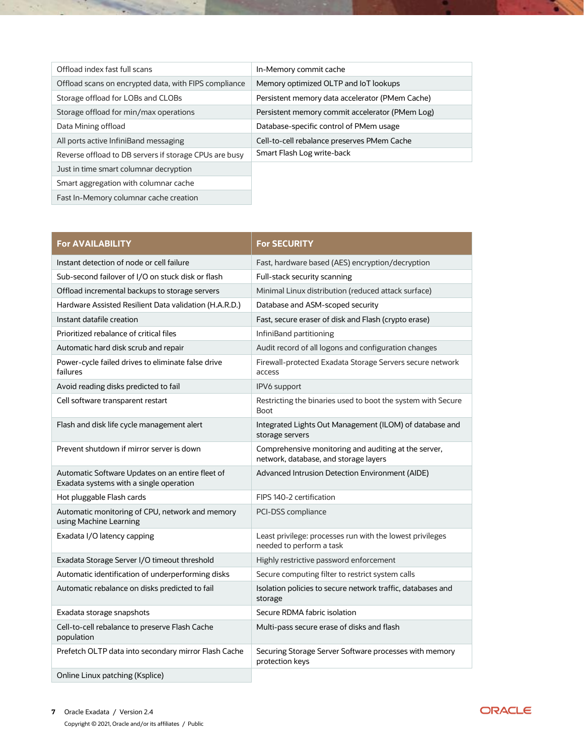| | |
|---|---|
| Offload index fast full scans | In-Memory commit cache |
| Offload scans on encrypted data, with FIPS compliance | Memory optimized OLTP and IoT lookups |
| Storage offload for LOBs and CLOBs | Persistent memory data accelerator (PMem Cache) |
| Storage offload for min/max operations | Persistent memory commit accelerator (PMem Log) |
| Data Mining offload | Database-specific control of PMem usage |
| All ports active InfiniBand messaging | Cell-to-cell rebalance preserves PMem Cache |
| Reverse offload to DB servers if storage CPUs are busy | Smart Flash Log write-back |
| Just in time smart columnar decryption | |
| Smart aggregation with columnar cache | |
| Fast In-Memory columnar cache creation | |

| For AVAILABILITY | For SECURITY |
|---|---|
| Instant detection of node or cell failure | Fast, hardware based (AES) encryption/decryption |
| Sub-second failover of I/O on stuck disk or flash | Full-stack security scanning |
| Offload incremental backups to storage servers | Minimal Linux distribution (reduced attack surface) |
| Hardware Assisted Resilient Data validation (H.A.R.D.) | Database and ASM-scoped security |
| Instant datafile creation | Fast, secure eraser of disk and Flash (crypto erase) |
| Prioritized rebalance of critical files | InfiniBand partitioning |
| Automatic hard disk scrub and repair | Audit record of all logons and configuration changes |
| Power-cycle failed drives to eliminate false drive failures | Firewall-protected Exadata Storage Servers secure network access |
| Avoid reading disks predicted to fail | IPV6 support |
| Cell software transparent restart | Restricting the binaries used to boot the system with Secure Boot |
| Flash and disk life cycle management alert | Integrated Lights Out Management (ILOM) of database and storage servers |
| Prevent shutdown if mirror server is down | Comprehensive monitoring and auditing at the server, network, database, and storage layers |
| Automatic Software Updates on an entire fleet of Exadata systems with a single operation | Advanced Intrusion Detection Environment (AIDE) |
| Hot pluggable Flash cards | FIPS 140-2 certification |
| Automatic monitoring of CPU, network and memory using Machine Learning | PCI-DSS compliance |
| Exadata I/O latency capping | Least privilege: processes run with the lowest privileges needed to perform a task |
| Exadata Storage Server I/O timeout threshold | Highly restrictive password enforcement |
| Automatic identification of underperforming disks | Secure computing filter to restrict system calls |
| Automatic rebalance on disks predicted to fail | Isolation policies to secure network traffic, databases and storage |
| Exadata storage snapshots | Secure RDMA fabric isolation |
| Cell-to-cell rebalance to preserve Flash Cache population | Multi-pass secure erase of disks and flash |
| Prefetch OLTP data into secondary mirror Flash Cache | Securing Storage Server Software processes with memory protection keys |
| Online Linux patching (Ksplice) | |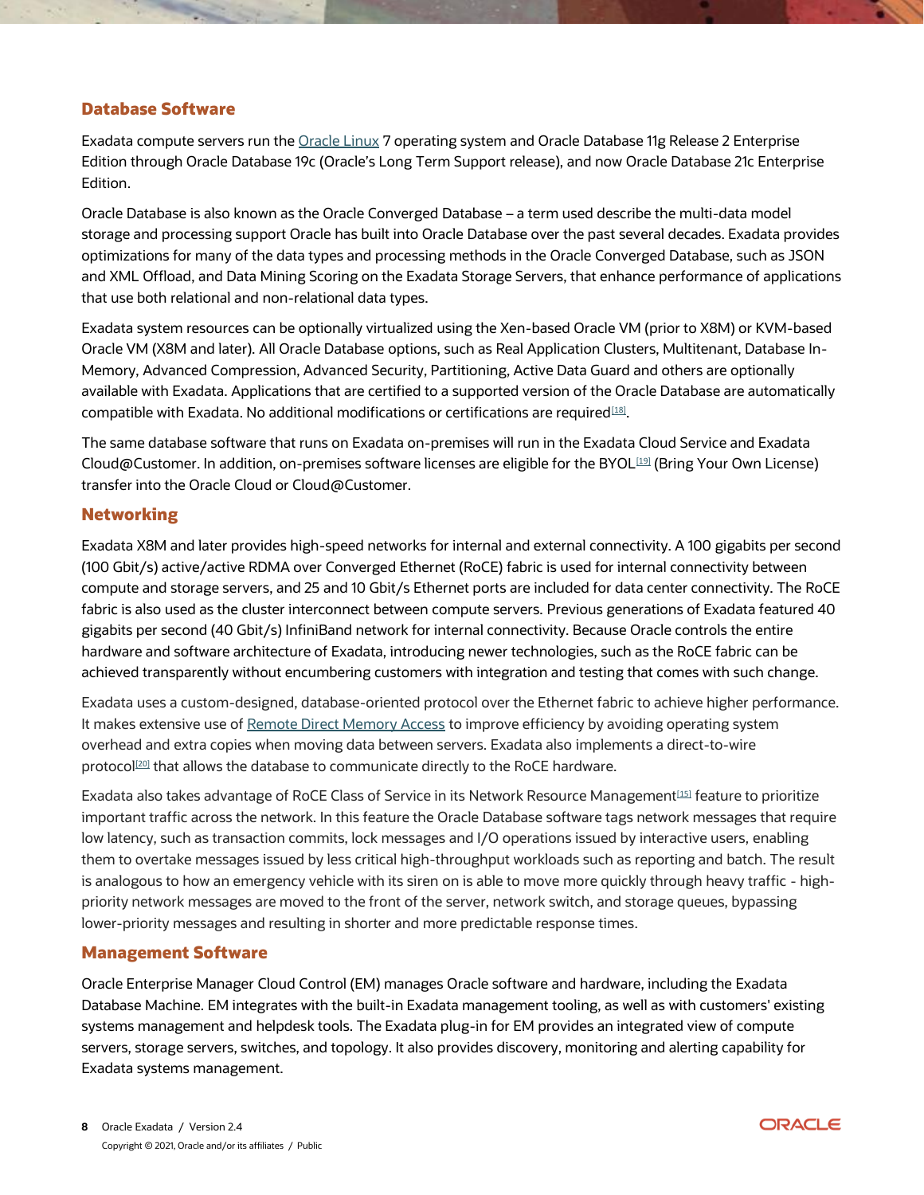## Database Software

Exadata compute servers run the Oracle Linux 7 operating system and Oracle Database 11g Release 2 Enterprise Edition through Oracle Database 19c (Oracle's Long Term Support release), and now Oracle Database 21c Enterprise Edition.

Oracle Database is also known as the Oracle Converged Database – a term used describe the multi-data model storage and processing support Oracle has built into Oracle Database over the past several decades. Exadata provides optimizations for many of the data types and processing methods in the Oracle Converged Database, such as JSON and XML Offload, and Data Mining Scoring on the Exadata Storage Servers, that enhance performance of applications that use both relational and non-relational data types.

Exadata system resources can be optionally virtualized using the Xen-based Oracle VM (prior to X8M) or KVM-based Oracle VM (X8M and later). All Oracle Database options, such as Real Application Clusters, Multitenant, Database In-Memory, Advanced Compression, Advanced Security, Partitioning, Active Data Guard and others are optionally available with Exadata. Applications that are certified to a supported version of the Oracle Database are automatically compatible with Exadata. No additional modifications or certifications are required[18].

The same database software that runs on Exadata on-premises will run in the Exadata Cloud Service and Exadata Cloud@Customer. In addition, on-premises software licenses are eligible for the BYOL[19] (Bring Your Own License) transfer into the Oracle Cloud or Cloud@Customer.

## Networking

Exadata X8M and later provides high-speed networks for internal and external connectivity. A 100 gigabits per second (100 Gbit/s) active/active RDMA over Converged Ethernet (RoCE) fabric is used for internal connectivity between compute and storage servers, and 25 and 10 Gbit/s Ethernet ports are included for data center connectivity. The RoCE fabric is also used as the cluster interconnect between compute servers. Previous generations of Exadata featured 40 gigabits per second (40 Gbit/s) InfiniBand network for internal connectivity. Because Oracle controls the entire hardware and software architecture of Exadata, introducing newer technologies, such as the RoCE fabric can be achieved transparently without encumbering customers with integration and testing that comes with such change.

Exadata uses a custom-designed, database-oriented protocol over the Ethernet fabric to achieve higher performance. It makes extensive use of Remote Direct Memory Access to improve efficiency by avoiding operating system overhead and extra copies when moving data between servers. Exadata also implements a direct-to-wire protocol[20] that allows the database to communicate directly to the RoCE hardware.

Exadata also takes advantage of RoCE Class of Service in its Network Resource Management[15] feature to prioritize important traffic across the network. In this feature the Oracle Database software tags network messages that require low latency, such as transaction commits, lock messages and I/O operations issued by interactive users, enabling them to overtake messages issued by less critical high-throughput workloads such as reporting and batch. The result is analogous to how an emergency vehicle with its siren on is able to move more quickly through heavy traffic - high-priority network messages are moved to the front of the server, network switch, and storage queues, bypassing lower-priority messages and resulting in shorter and more predictable response times.

## Management Software

Oracle Enterprise Manager Cloud Control (EM) manages Oracle software and hardware, including the Exadata Database Machine. EM integrates with the built-in Exadata management tooling, as well as with customers' existing systems management and helpdesk tools. The Exadata plug-in for EM provides an integrated view of compute servers, storage servers, switches, and topology. It also provides discovery, monitoring and alerting capability for Exadata systems management.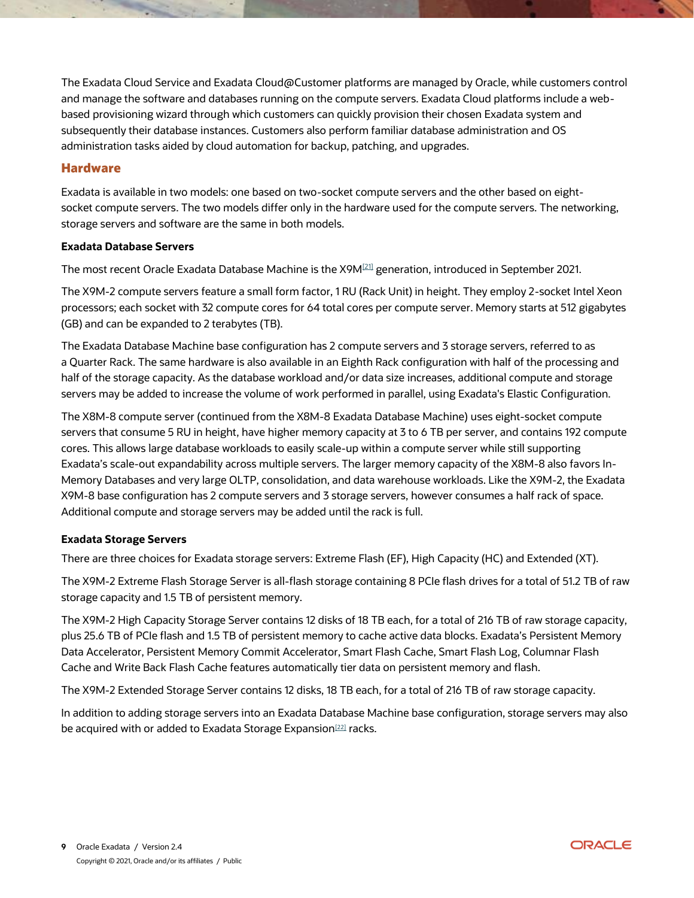The Exadata Cloud Service and Exadata Cloud@Customer platforms are managed by Oracle, while customers control and manage the software and databases running on the compute servers. Exadata Cloud platforms include a web-based provisioning wizard through which customers can quickly provision their chosen Exadata system and subsequently their database instances. Customers also perform familiar database administration and OS administration tasks aided by cloud automation for backup, patching, and upgrades.

## Hardware

Exadata is available in two models: one based on two-socket compute servers and the other based on eight-socket compute servers. The two models differ only in the hardware used for the compute servers. The networking, storage servers and software are the same in both models.

### Exadata Database Servers

The most recent Oracle Exadata Database Machine is the X9M[21] generation, introduced in September 2021.

The X9M-2 compute servers feature a small form factor, 1 RU (Rack Unit) in height. They employ 2-socket Intel Xeon processors; each socket with 32 compute cores for 64 total cores per compute server. Memory starts at 512 gigabytes (GB) and can be expanded to 2 terabytes (TB).

The Exadata Database Machine base configuration has 2 compute servers and 3 storage servers, referred to as a Quarter Rack. The same hardware is also available in an Eighth Rack configuration with half of the processing and half of the storage capacity. As the database workload and/or data size increases, additional compute and storage servers may be added to increase the volume of work performed in parallel, using Exadata's Elastic Configuration.

The X8M-8 compute server (continued from the X8M-8 Exadata Database Machine) uses eight-socket compute servers that consume 5 RU in height, have higher memory capacity at 3 to 6 TB per server, and contains 192 compute cores. This allows large database workloads to easily scale-up within a compute server while still supporting Exadata's scale-out expandability across multiple servers. The larger memory capacity of the X8M-8 also favors In-Memory Databases and very large OLTP, consolidation, and data warehouse workloads. Like the X9M-2, the Exadata X9M-8 base configuration has 2 compute servers and 3 storage servers, however consumes a half rack of space. Additional compute and storage servers may be added until the rack is full.

### Exadata Storage Servers

There are three choices for Exadata storage servers: Extreme Flash (EF), High Capacity (HC) and Extended (XT).

The X9M-2 Extreme Flash Storage Server is all-flash storage containing 8 PCIe flash drives for a total of 51.2 TB of raw storage capacity and 1.5 TB of persistent memory.

The X9M-2 High Capacity Storage Server contains 12 disks of 18 TB each, for a total of 216 TB of raw storage capacity, plus 25.6 TB of PCIe flash and 1.5 TB of persistent memory to cache active data blocks. Exadata's Persistent Memory Data Accelerator, Persistent Memory Commit Accelerator, Smart Flash Cache, Smart Flash Log, Columnar Flash Cache and Write Back Flash Cache features automatically tier data on persistent memory and flash.

The X9M-2 Extended Storage Server contains 12 disks, 18 TB each, for a total of 216 TB of raw storage capacity.

In addition to adding storage servers into an Exadata Database Machine base configuration, storage servers may also be acquired with or added to Exadata Storage Expansion[22] racks.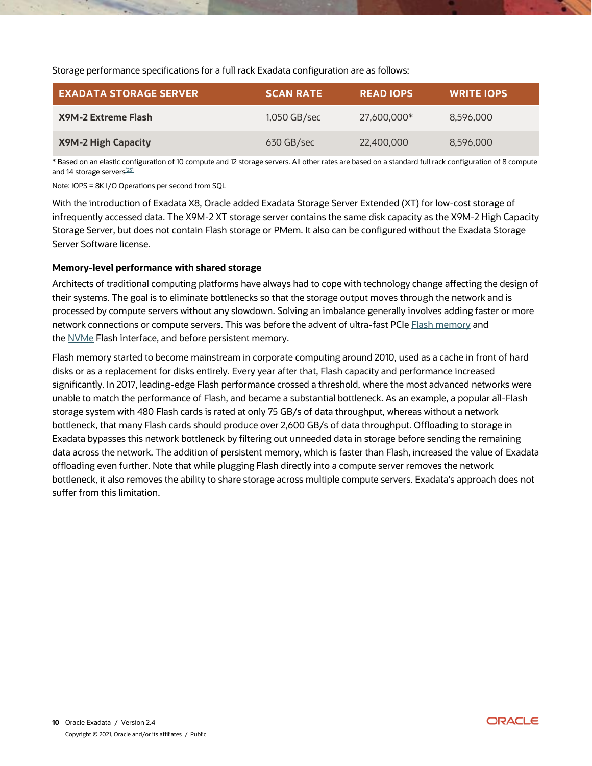Storage performance specifications for a full rack Exadata configuration are as follows:

| EXADATA STORAGE SERVER | SCAN RATE | READ IOPS | WRITE IOPS |
| --- | --- | --- | --- |
| **X9M-2 Extreme Flash** | 1,050 GB/sec | 27,600,000* | 8,596,000 |
| **X9M-2 High Capacity** | 630 GB/sec | 22,400,000 | 8,596,000 |

* Based on an elastic configuration of 10 compute and 12 storage servers. All other rates are based on a standard full rack configuration of 8 compute and 14 storage servers[23]

Note: IOPS = 8K I/O Operations per second from SQL

With the introduction of Exadata X8, Oracle added Exadata Storage Server Extended (XT) for low-cost storage of infrequently accessed data. The X9M-2 XT storage server contains the same disk capacity as the X9M-2 High Capacity Storage Server, but does not contain Flash storage or PMem. It also can be configured without the Exadata Storage Server Software license.

**Memory-level performance with shared storage**

Architects of traditional computing platforms have always had to cope with technology change affecting the design of their systems. The goal is to eliminate bottlenecks so that the storage output moves through the network and is processed by compute servers without any slowdown. Solving an imbalance generally involves adding faster or more network connections or compute servers. This was before the advent of ultra-fast PCIe Flash memory and the NVMe Flash interface, and before persistent memory.

Flash memory started to become mainstream in corporate computing around 2010, used as a cache in front of hard disks or as a replacement for disks entirely. Every year after that, Flash capacity and performance increased significantly. In 2017, leading-edge Flash performance crossed a threshold, where the most advanced networks were unable to match the performance of Flash, and became a substantial bottleneck. As an example, a popular all-Flash storage system with 480 Flash cards is rated at only 75 GB/s of data throughput, whereas without a network bottleneck, that many Flash cards should produce over 2,600 GB/s of data throughput. Offloading to storage in Exadata bypasses this network bottleneck by filtering out unneeded data in storage before sending the remaining data across the network. The addition of persistent memory, which is faster than Flash, increased the value of Exadata offloading even further. Note that while plugging Flash directly into a compute server removes the network bottleneck, it also removes the ability to share storage across multiple compute servers. Exadata's approach does not suffer from this limitation.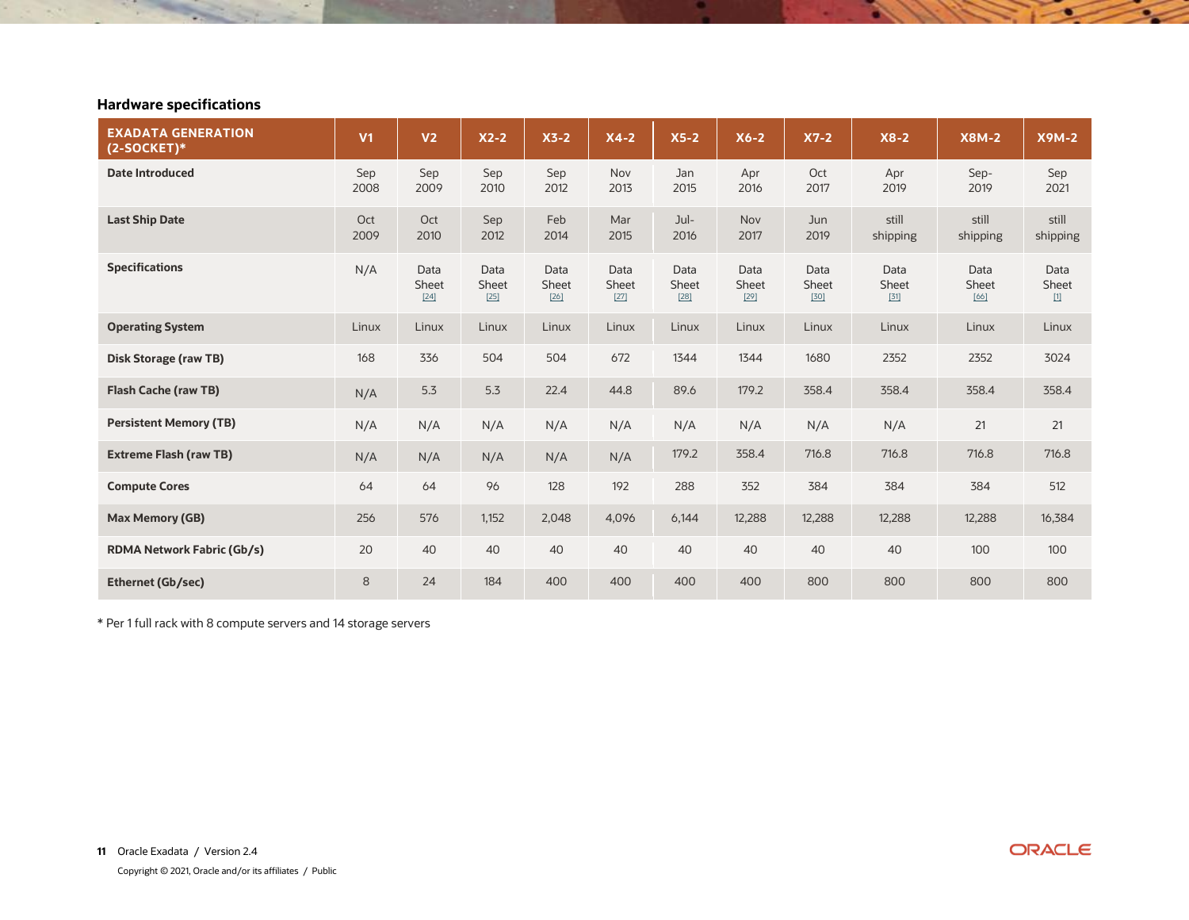### Hardware specifications

| EXADATA GENERATION (2-SOCKET)* | V1 | V2 | X2-2 | X3-2 | X4-2 | X5-2 | X6-2 | X7-2 | X8-2 | X8M-2 | X9M-2 |
|---|---|---|---|---|---|---|---|---|---|---|---|
| **Date Introduced** | Sep 2008 | Sep 2009 | Sep 2010 | Sep 2012 | Nov 2013 | Jan 2015 | Apr 2016 | Oct 2017 | Apr 2019 | Sep-2019 | Sep 2021 |
| **Last Ship Date** | Oct 2009 | Oct 2010 | Sep 2012 | Feb 2014 | Mar 2015 | Jul-2016 | Nov 2017 | Jun 2019 | still shipping | still shipping | still shipping |
| **Specifications** | N/A | Data Sheet [24] | Data Sheet [25] | Data Sheet [26] | Data Sheet [27] | Data Sheet [28] | Data Sheet [29] | Data Sheet [30] | Data Sheet [31] | Data Sheet [66] | Data Sheet [1] |
| **Operating System** | Linux | Linux | Linux | Linux | Linux | Linux | Linux | Linux | Linux | Linux | Linux |
| **Disk Storage (raw TB)** | 168 | 336 | 504 | 504 | 672 | 1344 | 1344 | 1680 | 2352 | 2352 | 3024 |
| **Flash Cache (raw TB)** | N/A | 5.3 | 5.3 | 22.4 | 44.8 | 89.6 | 179.2 | 358.4 | 358.4 | 358.4 | 358.4 |
| **Persistent Memory (TB)** | N/A | N/A | N/A | N/A | N/A | N/A | N/A | N/A | N/A | 21 | 21 |
| **Extreme Flash (raw TB)** | N/A | N/A | N/A | N/A | N/A | 179.2 | 358.4 | 716.8 | 716.8 | 716.8 | 716.8 |
| **Compute Cores** | 64 | 64 | 96 | 128 | 192 | 288 | 352 | 384 | 384 | 384 | 512 |
| **Max Memory (GB)** | 256 | 576 | 1,152 | 2,048 | 4,096 | 6,144 | 12,288 | 12,288 | 12,288 | 12,288 | 16,384 |
| **RDMA Network Fabric (Gb/s)** | 20 | 40 | 40 | 40 | 40 | 40 | 40 | 40 | 40 | 100 | 100 |
| **Ethernet (Gb/sec)** | 8 | 24 | 184 | 400 | 400 | 400 | 400 | 800 | 800 | 800 | 800 |

* Per 1 full rack with 8 compute servers and 14 storage servers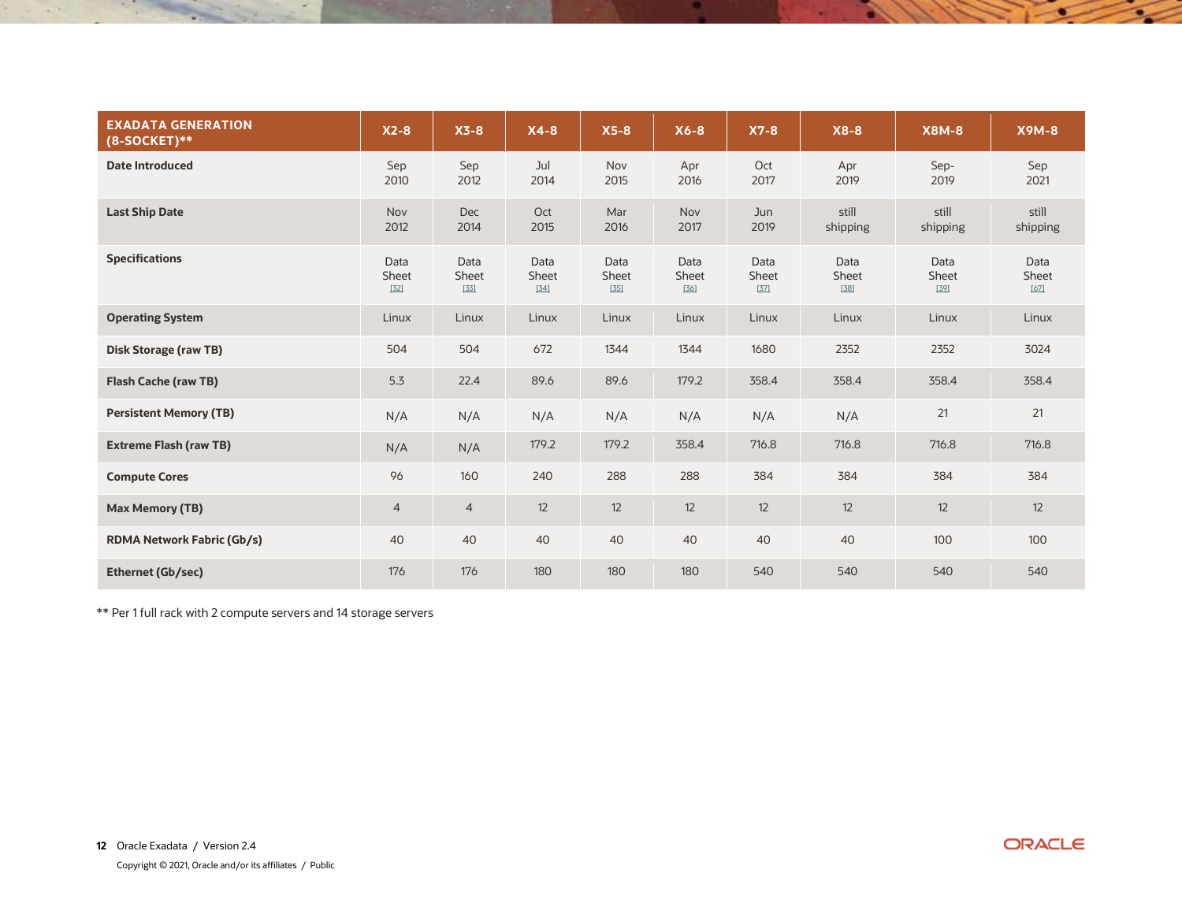| EXADATA GENERATION (8-SOCKET)** | X2-8 | X3-8 | X4-8 | X5-8 | X6-8 | X7-8 | X8-8 | X8M-8 | X9M-8 |
|---|---|---|---|---|---|---|---|---|---|
| **Date Introduced** | Sep 2010 | Sep 2012 | Jul 2014 | Nov 2015 | Apr 2016 | Oct 2017 | Apr 2019 | Sep-2019 | Sep 2021 |
| **Last Ship Date** | Nov 2012 | Dec 2014 | Oct 2015 | Mar 2016 | Nov 2017 | Jun 2019 | still shipping | still shipping | still shipping |
| **Specifications** | Data Sheet [32] | Data Sheet [33] | Data Sheet [34] | Data Sheet [35] | Data Sheet [36] | Data Sheet [37] | Data Sheet [38] | Data Sheet [39] | Data Sheet [67] |
| **Operating System** | Linux | Linux | Linux | Linux | Linux | Linux | Linux | Linux | Linux |
| **Disk Storage (raw TB)** | 504 | 504 | 672 | 1344 | 1344 | 1680 | 2352 | 2352 | 3024 |
| **Flash Cache (raw TB)** | 5.3 | 22.4 | 89.6 | 89.6 | 179.2 | 358.4 | 358.4 | 358.4 | 358.4 |
| **Persistent Memory (TB)** | N/A | N/A | N/A | N/A | N/A | N/A | N/A | 21 | 21 |
| **Extreme Flash (raw TB)** | N/A | N/A | 179.2 | 179.2 | 358.4 | 716.8 | 716.8 | 716.8 | 716.8 |
| **Compute Cores** | 96 | 160 | 240 | 288 | 288 | 384 | 384 | 384 | 384 |
| **Max Memory (TB)** | 4 | 4 | 12 | 12 | 12 | 12 | 12 | 12 | 12 |
| **RDMA Network Fabric (Gb/s)** | 40 | 40 | 40 | 40 | 40 | 40 | 40 | 100 | 100 |
| **Ethernet (Gb/sec)** | 176 | 176 | 180 | 180 | 180 | 540 | 540 | 540 | 540 |

** Per 1 full rack with 2 compute servers and 14 storage servers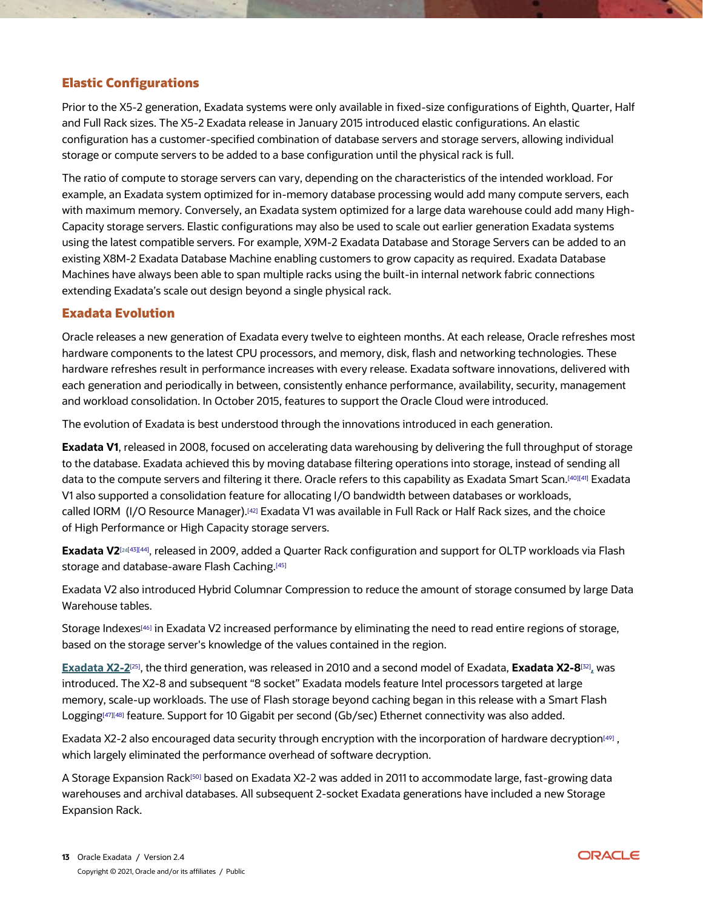## Elastic Configurations

Prior to the X5-2 generation, Exadata systems were only available in fixed-size configurations of Eighth, Quarter, Half and Full Rack sizes. The X5-2 Exadata release in January 2015 introduced elastic configurations. An elastic configuration has a customer-specified combination of database servers and storage servers, allowing individual storage or compute servers to be added to a base configuration until the physical rack is full.

The ratio of compute to storage servers can vary, depending on the characteristics of the intended workload. For example, an Exadata system optimized for in-memory database processing would add many compute servers, each with maximum memory. Conversely, an Exadata system optimized for a large data warehouse could add many High-Capacity storage servers. Elastic configurations may also be used to scale out earlier generation Exadata systems using the latest compatible servers. For example, X9M-2 Exadata Database and Storage Servers can be added to an existing X8M-2 Exadata Database Machine enabling customers to grow capacity as required. Exadata Database Machines have always been able to span multiple racks using the built-in internal network fabric connections extending Exadata's scale out design beyond a single physical rack.

## Exadata Evolution

Oracle releases a new generation of Exadata every twelve to eighteen months. At each release, Oracle refreshes most hardware components to the latest CPU processors, and memory, disk, flash and networking technologies. These hardware refreshes result in performance increases with every release. Exadata software innovations, delivered with each generation and periodically in between, consistently enhance performance, availability, security, management and workload consolidation. In October 2015, features to support the Oracle Cloud were introduced.

The evolution of Exadata is best understood through the innovations introduced in each generation.

**Exadata V1**, released in 2008, focused on accelerating data warehousing by delivering the full throughput of storage to the database. Exadata achieved this by moving database filtering operations into storage, instead of sending all data to the compute servers and filtering it there. Oracle refers to this capability as Exadata Smart Scan.[40][41] Exadata V1 also supported a consolidation feature for allocating I/O bandwidth between databases or workloads, called IORM (I/O Resource Manager).[42] Exadata V1 was available in Full Rack or Half Rack sizes, and the choice of High Performance or High Capacity storage servers.

**Exadata V2**[24][43][44], released in 2009, added a Quarter Rack configuration and support for OLTP workloads via Flash storage and database-aware Flash Caching.[45]

Exadata V2 also introduced Hybrid Columnar Compression to reduce the amount of storage consumed by large Data Warehouse tables.

Storage Indexes[46] in Exadata V2 increased performance by eliminating the need to read entire regions of storage, based on the storage server's knowledge of the values contained in the region.

**Exadata X2-2**[25], the third generation, was released in 2010 and a second model of Exadata, **Exadata X2-8**[32], was introduced. The X2-8 and subsequent "8 socket" Exadata models feature Intel processors targeted at large memory, scale-up workloads. The use of Flash storage beyond caching began in this release with a Smart Flash Logging[47][48] feature. Support for 10 Gigabit per second (Gb/sec) Ethernet connectivity was also added.

Exadata X2-2 also encouraged data security through encryption with the incorporation of hardware decryption[49], which largely eliminated the performance overhead of software decryption.

A Storage Expansion Rack[50] based on Exadata X2-2 was added in 2011 to accommodate large, fast-growing data warehouses and archival databases. All subsequent 2-socket Exadata generations have included a new Storage Expansion Rack.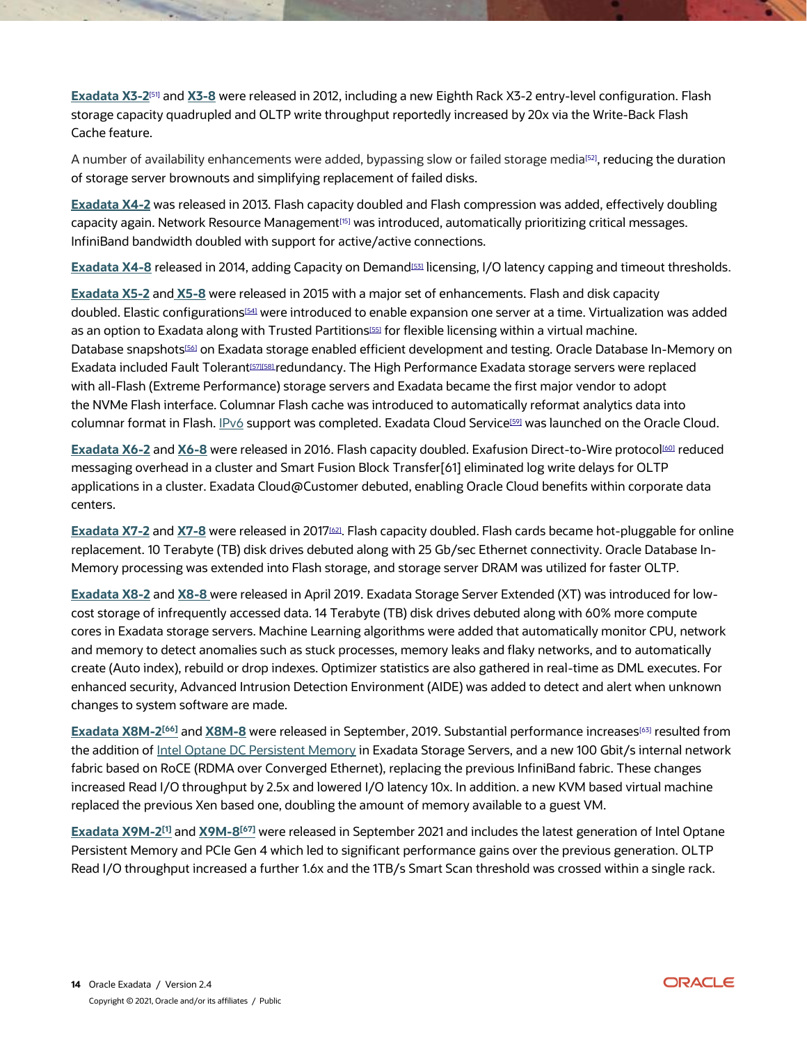**Exadata X3-2**[51] and **X3-8** were released in 2012, including a new Eighth Rack X3-2 entry-level configuration. Flash storage capacity quadrupled and OLTP write throughput reportedly increased by 20x via the Write-Back Flash Cache feature.

A number of availability enhancements were added, bypassing slow or failed storage media[52], reducing the duration of storage server brownouts and simplifying replacement of failed disks.

**Exadata X4-2** was released in 2013. Flash capacity doubled and Flash compression was added, effectively doubling capacity again. Network Resource Management[15] was introduced, automatically prioritizing critical messages. InfiniBand bandwidth doubled with support for active/active connections.

**Exadata X4-8** released in 2014, adding Capacity on Demand[53] licensing, I/O latency capping and timeout thresholds.

**Exadata X5-2** and **X5-8** were released in 2015 with a major set of enhancements. Flash and disk capacity doubled. Elastic configurations[54] were introduced to enable expansion one server at a time. Virtualization was added as an option to Exadata along with Trusted Partitions[55] for flexible licensing within a virtual machine. Database snapshots[56] on Exadata storage enabled efficient development and testing. Oracle Database In-Memory on Exadata included Fault Tolerant[57][58] redundancy. The High Performance Exadata storage servers were replaced with all-Flash (Extreme Performance) storage servers and Exadata became the first major vendor to adopt the NVMe Flash interface. Columnar Flash cache was introduced to automatically reformat analytics data into columnar format in Flash. IPv6 support was completed. Exadata Cloud Service[59] was launched on the Oracle Cloud.

**Exadata X6-2** and **X6-8** were released in 2016. Flash capacity doubled. Exafusion Direct-to-Wire protocol[60] reduced messaging overhead in a cluster and Smart Fusion Block Transfer[61] eliminated log write delays for OLTP applications in a cluster. Exadata Cloud@Customer debuted, enabling Oracle Cloud benefits within corporate data centers.

**Exadata X7-2** and **X7-8** were released in 2017[62]. Flash capacity doubled. Flash cards became hot-pluggable for online replacement. 10 Terabyte (TB) disk drives debuted along with 25 Gb/sec Ethernet connectivity. Oracle Database In-Memory processing was extended into Flash storage, and storage server DRAM was utilized for faster OLTP.

**Exadata X8-2** and **X8-8** were released in April 2019. Exadata Storage Server Extended (XT) was introduced for low-cost storage of infrequently accessed data. 14 Terabyte (TB) disk drives debuted along with 60% more compute cores in Exadata storage servers. Machine Learning algorithms were added that automatically monitor CPU, network and memory to detect anomalies such as stuck processes, memory leaks and flaky networks, and to automatically create (Auto index), rebuild or drop indexes. Optimizer statistics are also gathered in real-time as DML executes. For enhanced security, Advanced Intrusion Detection Environment (AIDE) was added to detect and alert when unknown changes to system software are made.

**Exadata X8M-2**[66] and **X8M-8** were released in September, 2019. Substantial performance increases[63] resulted from the addition of Intel Optane DC Persistent Memory in Exadata Storage Servers, and a new 100 Gbit/s internal network fabric based on RoCE (RDMA over Converged Ethernet), replacing the previous InfiniBand fabric. These changes increased Read I/O throughput by 2.5x and lowered I/O latency 10x. In addition. a new KVM based virtual machine replaced the previous Xen based one, doubling the amount of memory available to a guest VM.

**Exadata X9M-2**[1] and **X9M-8**[67] were released in September 2021 and includes the latest generation of Intel Optane Persistent Memory and PCIe Gen 4 which led to significant performance gains over the previous generation. OLTP Read I/O throughput increased a further 1.6x and the 1TB/s Smart Scan threshold was crossed within a single rack.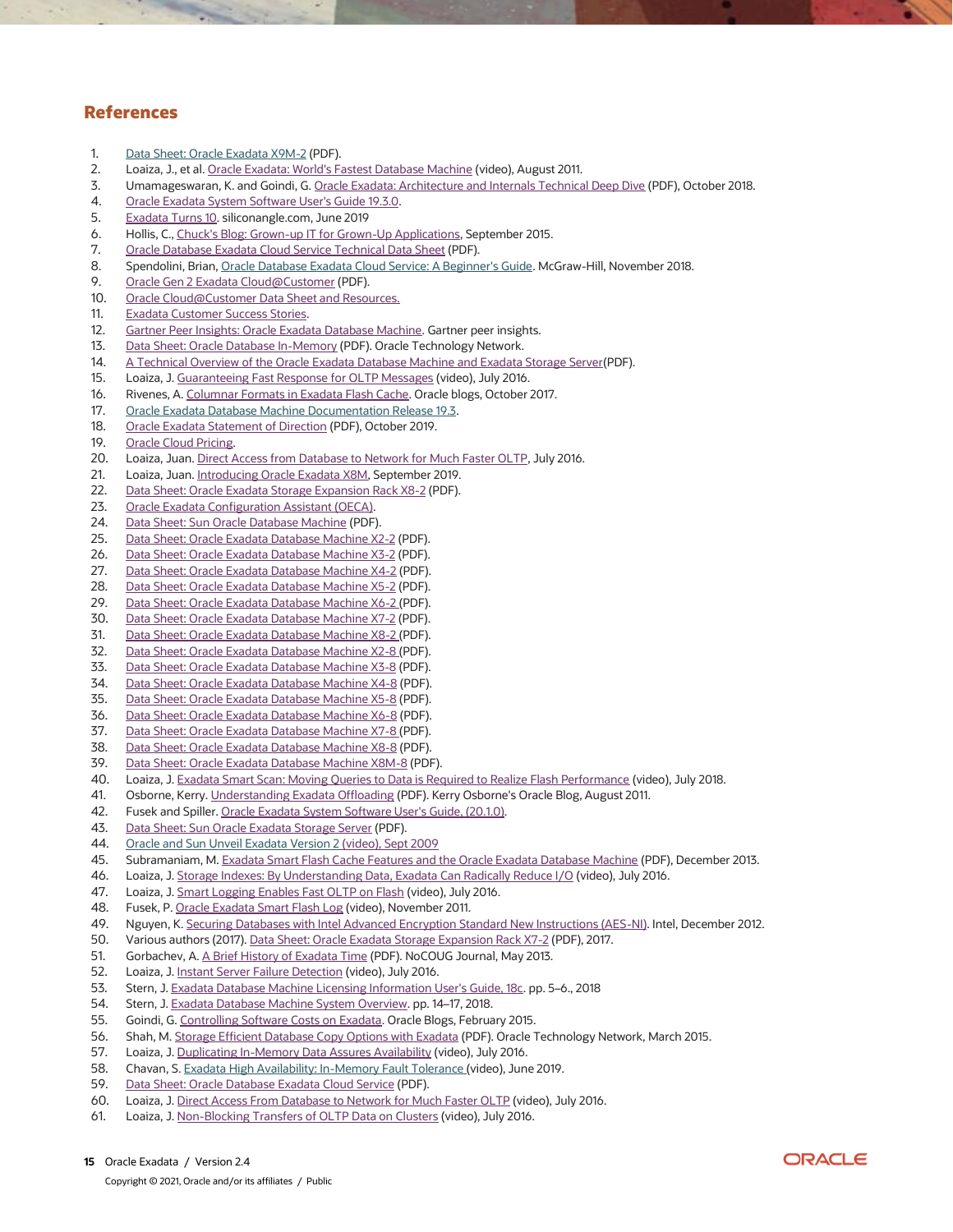## References

1. Data Sheet: Oracle Exadata X9M-2 (PDF).
2. Loaiza, J., et al. Oracle Exadata: World's Fastest Database Machine (video), August 2011.
3. Umamageswaran, K. and Goindi, G. Oracle Exadata: Architecture and Internals Technical Deep Dive (PDF), October 2018.
4. Oracle Exadata System Software User's Guide 19.3.0.
5. Exadata Turns 10. siliconangle.com, June 2019
6. Hollis, C., Chuck's Blog: Grown-up IT for Grown-Up Applications, September 2015.
7. Oracle Database Exadata Cloud Service Technical Data Sheet (PDF).
8. Spendolini, Brian, Oracle Database Exadata Cloud Service: A Beginner's Guide. McGraw-Hill, November 2018.
9. Oracle Gen 2 Exadata Cloud@Customer (PDF).
10. Oracle Cloud@Customer Data Sheet and Resources.
11. Exadata Customer Success Stories.
12. Gartner Peer Insights: Oracle Exadata Database Machine. Gartner peer insights.
13. Data Sheet: Oracle Database In-Memory (PDF). Oracle Technology Network.
14. A Technical Overview of the Oracle Exadata Database Machine and Exadata Storage Server(PDF).
15. Loaiza, J. Guaranteeing Fast Response for OLTP Messages (video), July 2016.
16. Rivenes, A. Columnar Formats in Exadata Flash Cache. Oracle blogs, October 2017.
17. Oracle Exadata Database Machine Documentation Release 19.3.
18. Oracle Exadata Statement of Direction (PDF), October 2019.
19. Oracle Cloud Pricing.
20. Loaiza, Juan. Direct Access from Database to Network for Much Faster OLTP, July 2016.
21. Loaiza, Juan. Introducing Oracle Exadata X8M, September 2019.
22. Data Sheet: Oracle Exadata Storage Expansion Rack X8-2 (PDF).
23. Oracle Exadata Configuration Assistant (OECA).
24. Data Sheet: Sun Oracle Database Machine (PDF).
25. Data Sheet: Oracle Exadata Database Machine X2-2 (PDF).
26. Data Sheet: Oracle Exadata Database Machine X3-2 (PDF).
27. Data Sheet: Oracle Exadata Database Machine X4-2 (PDF).
28. Data Sheet: Oracle Exadata Database Machine X5-2 (PDF).
29. Data Sheet: Oracle Exadata Database Machine X6-2 (PDF).
30. Data Sheet: Oracle Exadata Database Machine X7-2 (PDF).
31. Data Sheet: Oracle Exadata Database Machine X8-2 (PDF).
32. Data Sheet: Oracle Exadata Database Machine X2-8 (PDF).
33. Data Sheet: Oracle Exadata Database Machine X3-8 (PDF).
34. Data Sheet: Oracle Exadata Database Machine X4-8 (PDF).
35. Data Sheet: Oracle Exadata Database Machine X5-8 (PDF).
36. Data Sheet: Oracle Exadata Database Machine X6-8 (PDF).
37. Data Sheet: Oracle Exadata Database Machine X7-8 (PDF).
38. Data Sheet: Oracle Exadata Database Machine X8-8 (PDF).
39. Data Sheet: Oracle Exadata Database Machine X8M-8 (PDF).
40. Loaiza, J. Exadata Smart Scan: Moving Queries to Data is Required to Realize Flash Performance (video), July 2018.
41. Osborne, Kerry. Understanding Exadata Offloading (PDF). Kerry Osborne's Oracle Blog, August 2011.
42. Fusek and Spiller. Oracle Exadata System Software User's Guide, (20.1.0).
43. Data Sheet: Sun Oracle Exadata Storage Server (PDF).
44. Oracle and Sun Unveil Exadata Version 2 (video), Sept 2009
45. Subramaniam, M. Exadata Smart Flash Cache Features and the Oracle Exadata Database Machine (PDF), December 2013.
46. Loaiza, J. Storage Indexes: By Understanding Data, Exadata Can Radically Reduce I/O (video), July 2016.
47. Loaiza, J. Smart Logging Enables Fast OLTP on Flash (video), July 2016.
48. Fusek, P. Oracle Exadata Smart Flash Log (video), November 2011.
49. Nguyen, K. Securing Databases with Intel Advanced Encryption Standard New Instructions (AES-NI). Intel, December 2012.
50. Various authors (2017). Data Sheet: Oracle Exadata Storage Expansion Rack X7-2 (PDF), 2017.
51. Gorbachev, A. A Brief History of Exadata Time (PDF). NoCOUG Journal, May 2013.
52. Loaiza, J. Instant Server Failure Detection (video), July 2016.
53. Stern, J. Exadata Database Machine Licensing Information User's Guide, 18c. pp. 5–6., 2018
54. Stern, J. Exadata Database Machine System Overview. pp. 14–17, 2018.
55. Goindi, G. Controlling Software Costs on Exadata. Oracle Blogs, February 2015.
56. Shah, M. Storage Efficient Database Copy Options with Exadata (PDF). Oracle Technology Network, March 2015.
57. Loaiza, J. Duplicating In-Memory Data Assures Availability (video), July 2016.
58. Chavan, S. Exadata High Availability: In-Memory Fault Tolerance (video), June 2019.
59. Data Sheet: Oracle Database Exadata Cloud Service (PDF).
60. Loaiza, J. Direct Access From Database to Network for Much Faster OLTP (video), July 2016.
61. Loaiza, J. Non-Blocking Transfers of OLTP Data on Clusters (video), July 2016.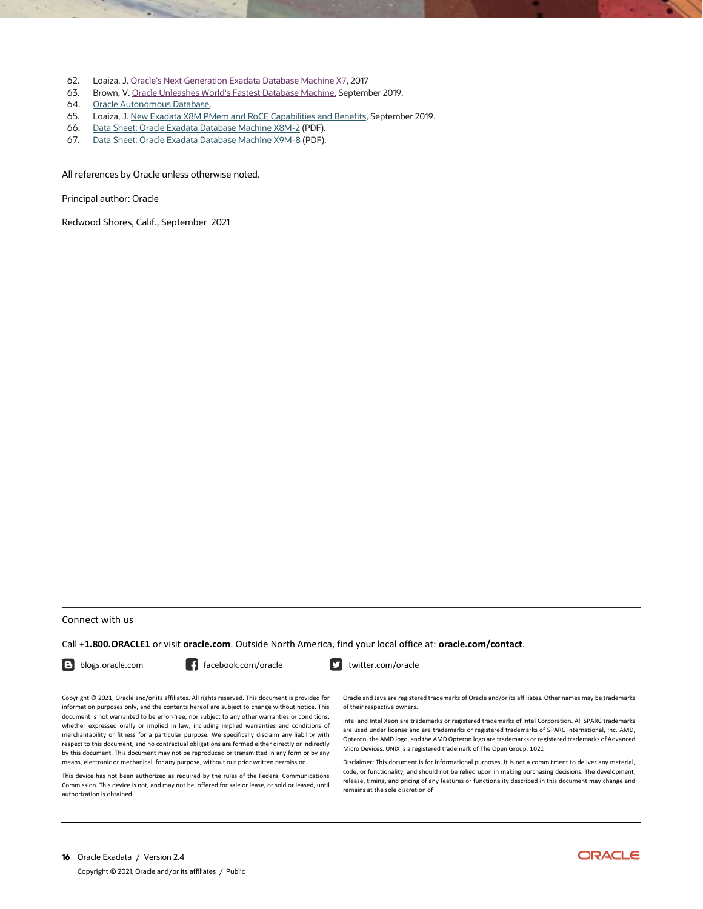62. Loaiza, J. Oracle's Next Generation Exadata Database Machine X7, 2017
63. Brown, V. Oracle Unleashes World's Fastest Database Machine, September 2019.
64. Oracle Autonomous Database.
65. Loaiza, J. New Exadata X8M PMem and RoCE Capabilities and Benefits, September 2019.
66. Data Sheet: Oracle Exadata Database Machine X8M-2 (PDF).
67. Data Sheet: Oracle Exadata Database Machine X9M-8 (PDF).

All references by Oracle unless otherwise noted.

Principal author: Oracle

Redwood Shores, Calif., September 2021

Connect with us

Call +**1.800.ORACLE1** or visit **oracle.com**. Outside North America, find your local office at: **oracle.com/contact**.

blogs.oracle.com    facebook.com/oracle    twitter.com/oracle

Copyright © 2021, Oracle and/or its affiliates. All rights reserved. This document is provided for information purposes only, and the contents hereof are subject to change without notice. This document is not warranted to be error-free, nor subject to any other warranties or conditions, whether expressed orally or implied in law, including implied warranties and conditions of merchantability or fitness for a particular purpose. We specifically disclaim any liability with respect to this document, and no contractual obligations are formed either directly or indirectly by this document. This document may not be reproduced or transmitted in any form or by any means, electronic or mechanical, for any purpose, without our prior written permission.

This device has not been authorized as required by the rules of the Federal Communications Commission. This device is not, and may not be, offered for sale or lease, or sold or leased, until authorization is obtained.

Oracle and Java are registered trademarks of Oracle and/or its affiliates. Other names may be trademarks of their respective owners.

Intel and Intel Xeon are trademarks or registered trademarks of Intel Corporation. All SPARC trademarks are used under license and are trademarks or registered trademarks of SPARC International, Inc. AMD, Opteron, the AMD logo, and the AMD Opteron logo are trademarks or registered trademarks of Advanced Micro Devices. UNIX is a registered trademark of The Open Group. 1021

Disclaimer: This document is for informational purposes. It is not a commitment to deliver any material, code, or functionality, and should not be relied upon in making purchasing decisions. The development, release, timing, and pricing of any features or functionality described in this document may change and remains at the sole discretion of